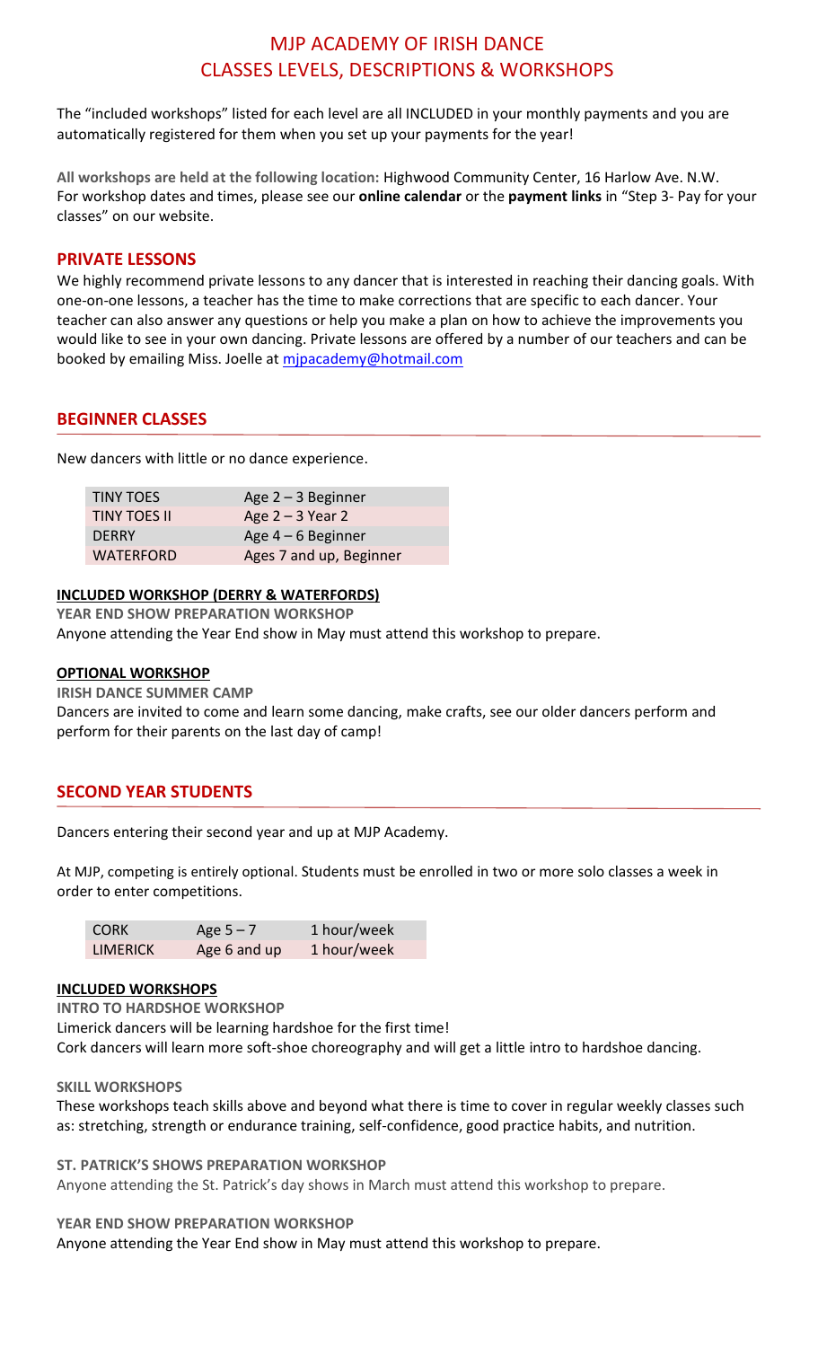# MJP ACADEMY OF IRISH DANCE
# CLASSES LEVELS, DESCRIPTIONS & WORKSHOPS

The "included workshops" listed for each level are all INCLUDED in your monthly payments and you are automatically registered for them when you set up your payments for the year!

**All workshops are held at the following location:** Highwood Community Center, 16 Harlow Ave. N.W.
For workshop dates and times, please see our **online calendar** or the **payment links** in "Step 3- Pay for your classes" on our website.

## PRIVATE LESSONS

We highly recommend private lessons to any dancer that is interested in reaching their dancing goals. With one-on-one lessons, a teacher has the time to make corrections that are specific to each dancer. Your teacher can also answer any questions or help you make a plan on how to achieve the improvements you would like to see in your own dancing. Private lessons are offered by a number of our teachers and can be booked by emailing Miss. Joelle at mjpacademy@hotmail.com

## BEGINNER CLASSES

New dancers with little or no dance experience.

| | |
|---|---|
| TINY TOES | Age 2 – 3 Beginner |
| TINY TOES II | Age 2 – 3 Year 2 |
| DERRY | Age 4 – 6 Beginner |
| WATERFORD | Ages 7 and up, Beginner |

### INCLUDED WORKSHOP (DERRY & WATERFORDS)

**YEAR END SHOW PREPARATION WORKSHOP**
Anyone attending the Year End show in May must attend this workshop to prepare.

### OPTIONAL WORKSHOP

**IRISH DANCE SUMMER CAMP**
Dancers are invited to come and learn some dancing, make crafts, see our older dancers perform and perform for their parents on the last day of camp!

## SECOND YEAR STUDENTS

Dancers entering their second year and up at MJP Academy.

At MJP, competing is entirely optional. Students must be enrolled in two or more solo classes a week in order to enter competitions.

| | | |
|---|---|---|
| CORK | Age 5 – 7 | 1 hour/week |
| LIMERICK | Age 6 and up | 1 hour/week |

### INCLUDED WORKSHOPS

**INTRO TO HARDSHOE WORKSHOP**
Limerick dancers will be learning hardshoe for the first time!
Cork dancers will learn more soft-shoe choreography and will get a little intro to hardshoe dancing.

**SKILL WORKSHOPS**
These workshops teach skills above and beyond what there is time to cover in regular weekly classes such as: stretching, strength or endurance training, self-confidence, good practice habits, and nutrition.

**ST. PATRICK'S SHOWS PREPARATION WORKSHOP**
Anyone attending the St. Patrick's day shows in March must attend this workshop to prepare.

**YEAR END SHOW PREPARATION WORKSHOP**
Anyone attending the Year End show in May must attend this workshop to prepare.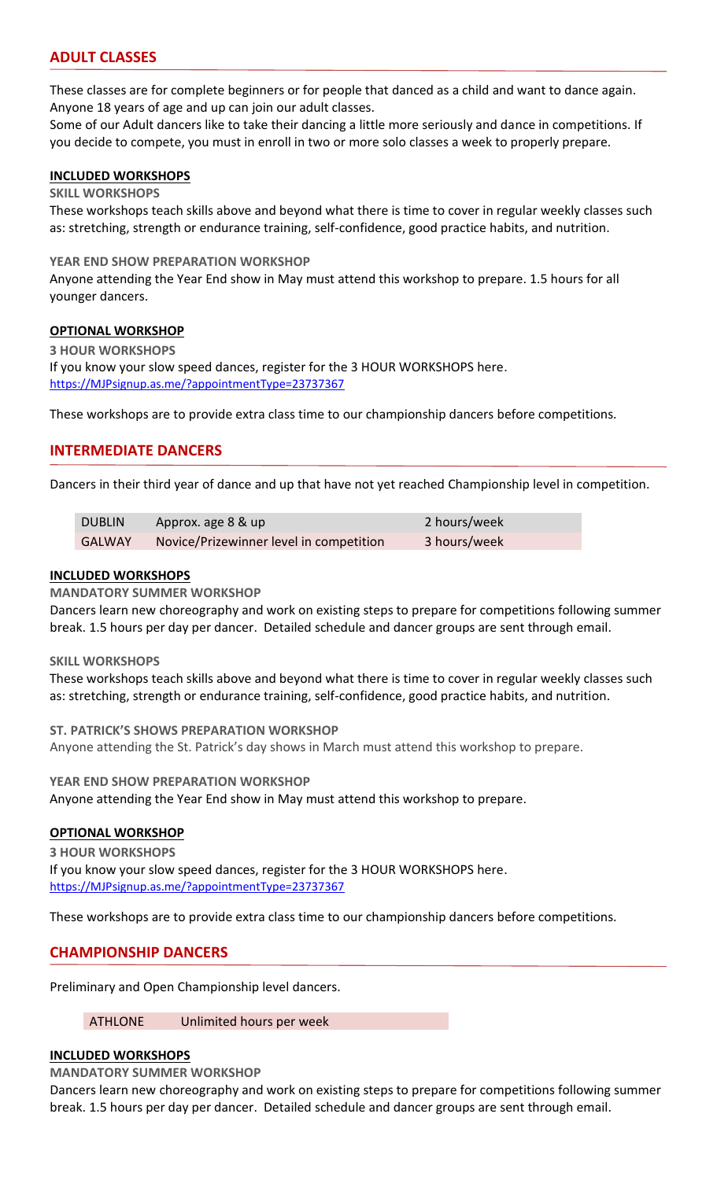## ADULT CLASSES

These classes are for complete beginners or for people that danced as a child and want to dance again. Anyone 18 years of age and up can join our adult classes.
Some of our Adult dancers like to take their dancing a little more seriously and dance in competitions. If you decide to compete, you must in enroll in two or more solo classes a week to properly prepare.

### INCLUDED WORKSHOPS

**SKILL WORKSHOPS**

These workshops teach skills above and beyond what there is time to cover in regular weekly classes such as: stretching, strength or endurance training, self-confidence, good practice habits, and nutrition.

**YEAR END SHOW PREPARATION WORKSHOP**

Anyone attending the Year End show in May must attend this workshop to prepare. 1.5 hours for all younger dancers.

### OPTIONAL WORKSHOP

**3 HOUR WORKSHOPS**

If you know your slow speed dances, register for the 3 HOUR WORKSHOPS here.
https://MJPsignup.as.me/?appointmentType=23737367

These workshops are to provide extra class time to our championship dancers before competitions.

## INTERMEDIATE DANCERS

Dancers in their third year of dance and up that have not yet reached Championship level in competition.

| | | |
|---|---|---|
| DUBLIN | Approx. age 8 & up | 2 hours/week |
| GALWAY | Novice/Prizewinner level in competition | 3 hours/week |

### INCLUDED WORKSHOPS

**MANDATORY SUMMER WORKSHOP**

Dancers learn new choreography and work on existing steps to prepare for competitions following summer break. 1.5 hours per day per dancer. Detailed schedule and dancer groups are sent through email.

**SKILL WORKSHOPS**

These workshops teach skills above and beyond what there is time to cover in regular weekly classes such as: stretching, strength or endurance training, self-confidence, good practice habits, and nutrition.

**ST. PATRICK'S SHOWS PREPARATION WORKSHOP**

Anyone attending the St. Patrick's day shows in March must attend this workshop to prepare.

**YEAR END SHOW PREPARATION WORKSHOP**

Anyone attending the Year End show in May must attend this workshop to prepare.

### OPTIONAL WORKSHOP

**3 HOUR WORKSHOPS**

If you know your slow speed dances, register for the 3 HOUR WORKSHOPS here.
https://MJPsignup.as.me/?appointmentType=23737367

These workshops are to provide extra class time to our championship dancers before competitions.

## CHAMPIONSHIP DANCERS

Preliminary and Open Championship level dancers.

| | |
|---|---|
| ATHLONE | Unlimited hours per week |

### INCLUDED WORKSHOPS

**MANDATORY SUMMER WORKSHOP**

Dancers learn new choreography and work on existing steps to prepare for competitions following summer break. 1.5 hours per day per dancer. Detailed schedule and dancer groups are sent through email.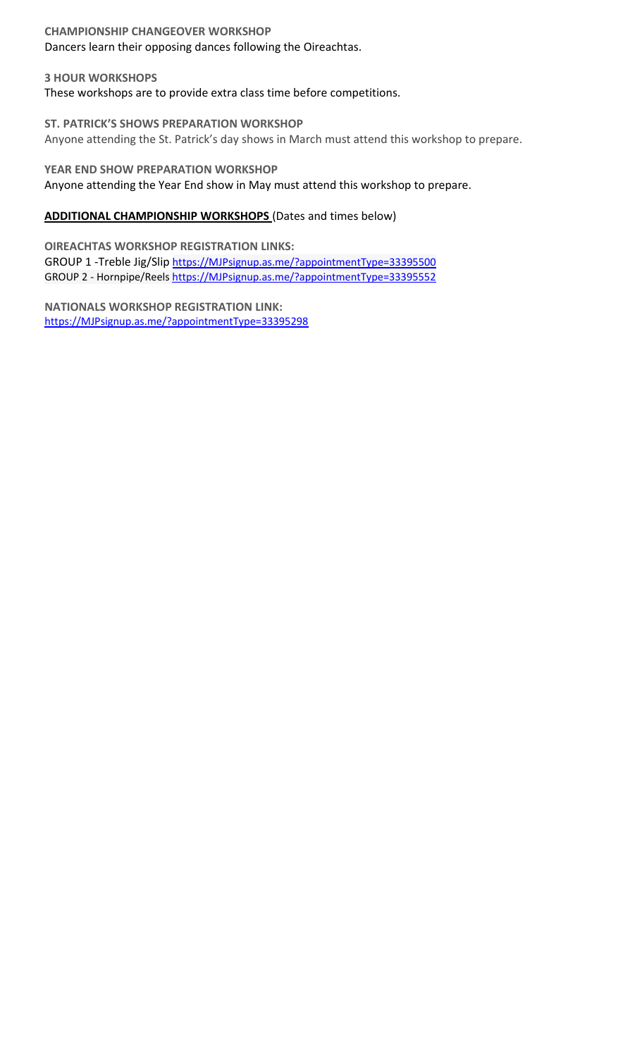**CHAMPIONSHIP CHANGEOVER WORKSHOP**
Dancers learn their opposing dances following the Oireachtas.

**3 HOUR WORKSHOPS**
These workshops are to provide extra class time before competitions.

**ST. PATRICK'S SHOWS PREPARATION WORKSHOP**
Anyone attending the St. Patrick's day shows in March must attend this workshop to prepare.

**YEAR END SHOW PREPARATION WORKSHOP**
Anyone attending the Year End show in May must attend this workshop to prepare.

**ADDITIONAL CHAMPIONSHIP WORKSHOPS** (Dates and times below)

**OIREACHTAS WORKSHOP REGISTRATION LINKS:**
GROUP 1 -Treble Jig/Slip https://MJPsignup.as.me/?appointmentType=33395500
GROUP 2 - Hornpipe/Reels https://MJPsignup.as.me/?appointmentType=33395552

**NATIONALS WORKSHOP REGISTRATION LINK:**
https://MJPsignup.as.me/?appointmentType=33395298